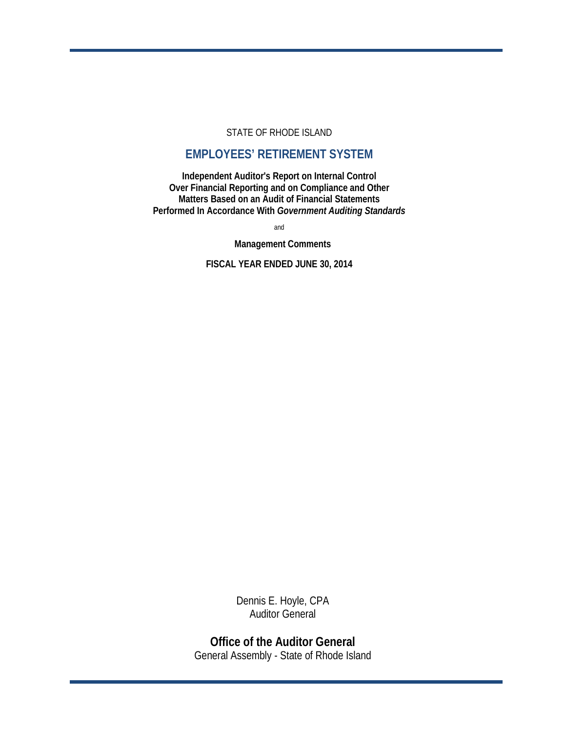STATE OF RHODE ISLAND

# EMPLOYEES' RETIREMENT SYSTEM

**Independent Auditor's Report on Internal Control Over Financial Reporting and on Compliance and Other Matters Based on an Audit of Financial Statements Performed In Accordance With *Government Auditing Standards***

and

**Management Comments**

**FISCAL YEAR ENDED JUNE 30, 2014**

Dennis E. Hoyle, CPA
Auditor General

**Office of the Auditor General**
General Assembly - State of Rhode Island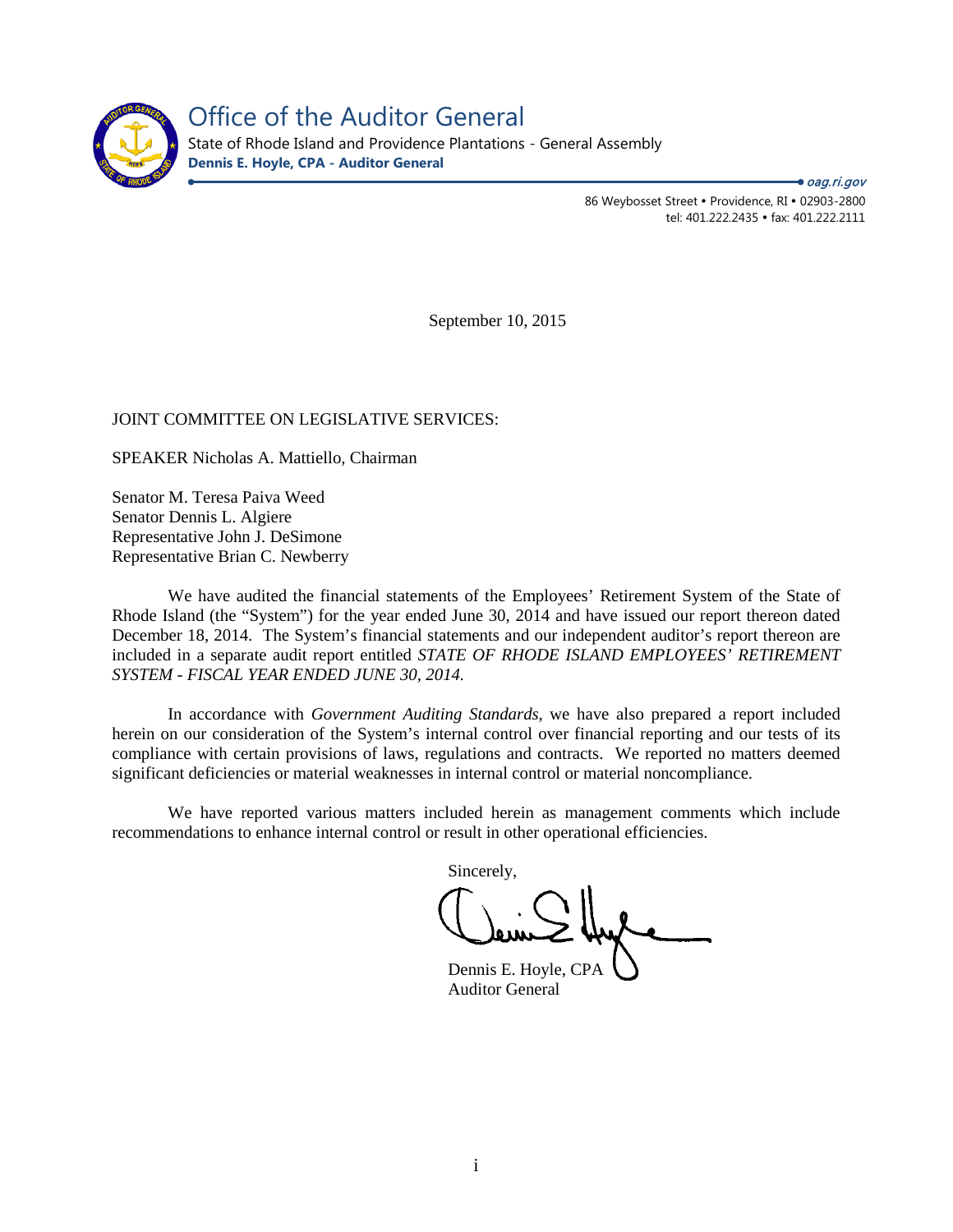# Office of the Auditor General

State of Rhode Island and Providence Plantations - General Assembly

**Dennis E. Hoyle, CPA - Auditor General**

*oag.ri.gov*

86 Weybosset Street • Providence, RI • 02903-2800
tel: 401.222.2435 • fax: 401.222.2111

September 10, 2015

JOINT COMMITTEE ON LEGISLATIVE SERVICES:

SPEAKER Nicholas A. Mattiello, Chairman

Senator M. Teresa Paiva Weed
Senator Dennis L. Algiere
Representative John J. DeSimone
Representative Brian C. Newberry

We have audited the financial statements of the Employees' Retirement System of the State of Rhode Island (the "System") for the year ended June 30, 2014 and have issued our report thereon dated December 18, 2014. The System's financial statements and our independent auditor's report thereon are included in a separate audit report entitled *STATE OF RHODE ISLAND EMPLOYEES' RETIREMENT SYSTEM - FISCAL YEAR ENDED JUNE 30, 2014.*

In accordance with *Government Auditing Standards*, we have also prepared a report included herein on our consideration of the System's internal control over financial reporting and our tests of its compliance with certain provisions of laws, regulations and contracts. We reported no matters deemed significant deficiencies or material weaknesses in internal control or material noncompliance.

We have reported various matters included herein as management comments which include recommendations to enhance internal control or result in other operational efficiencies.

Sincerely,

Dennis E. Hoyle, CPA
Auditor General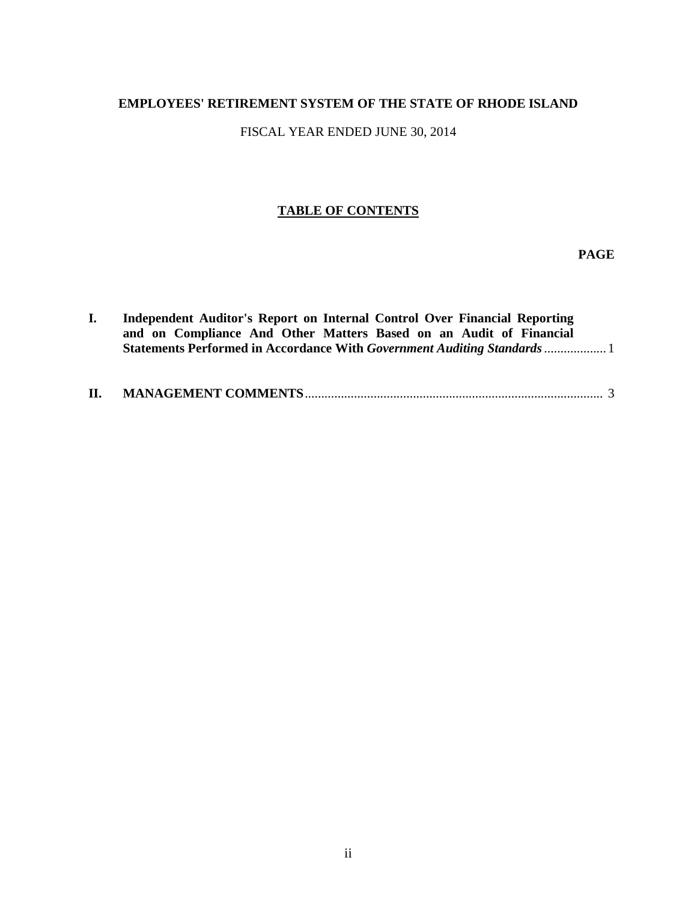**EMPLOYEES' RETIREMENT SYSTEM OF THE STATE OF RHODE ISLAND**

FISCAL YEAR ENDED JUNE 30, 2014

## TABLE OF CONTENTS

| | | PAGE |
|---|---|---|
| **I.** | **Independent Auditor's Report on Internal Control Over Financial Reporting and on Compliance And Other Matters Based on an Audit of Financial Statements Performed in Accordance With *Government Auditing Standards*** | 1 |
| **II.** | **MANAGEMENT COMMENTS** | 3 |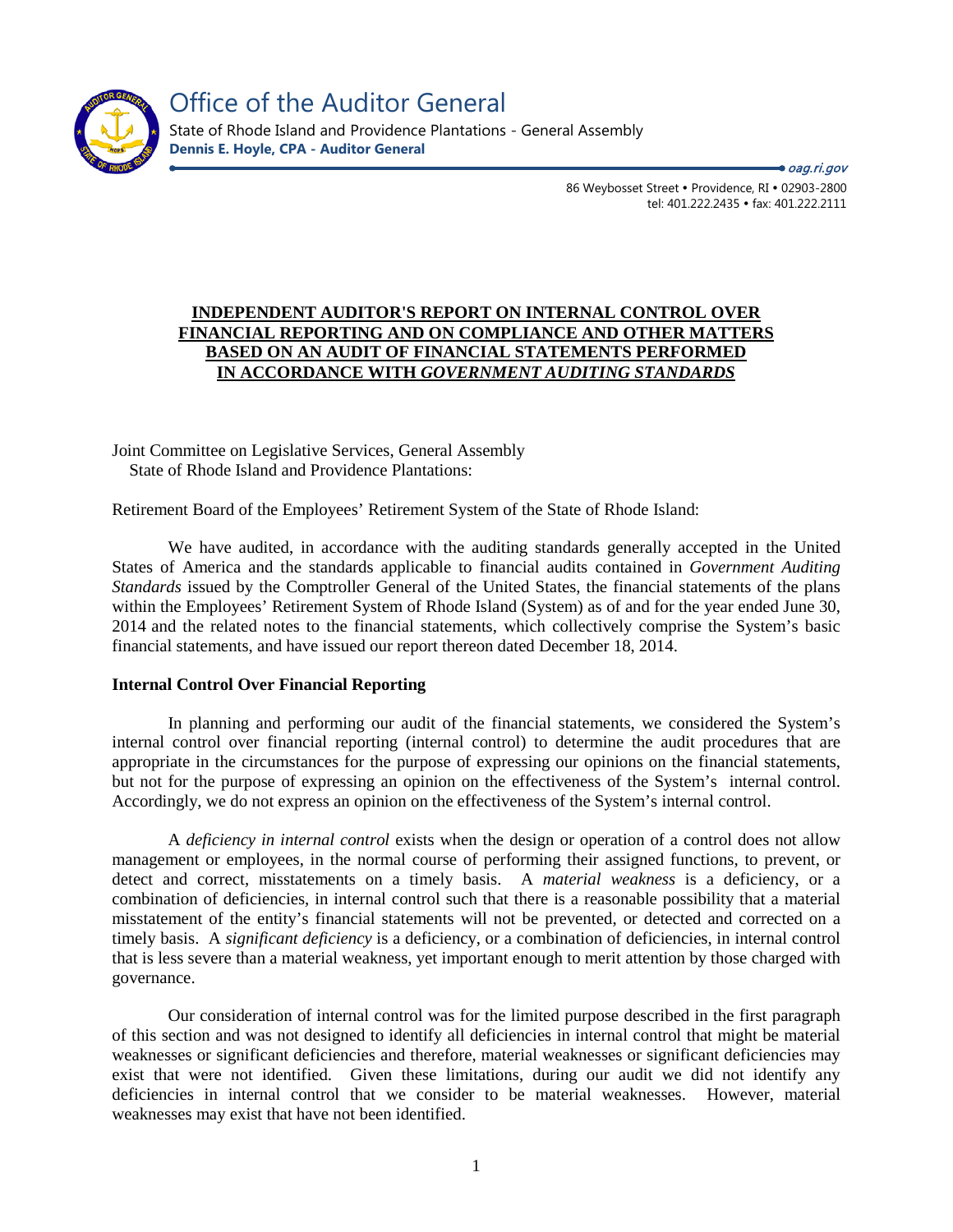Office of the Auditor General

State of Rhode Island and Providence Plantations - General Assembly

**Dennis E. Hoyle, CPA - Auditor General**

oag.ri.gov

86 Weybosset Street • Providence, RI • 02903-2800
tel: 401.222.2435 • fax: 401.222.2111

## INDEPENDENT AUDITOR'S REPORT ON INTERNAL CONTROL OVER FINANCIAL REPORTING AND ON COMPLIANCE AND OTHER MATTERS BASED ON AN AUDIT OF FINANCIAL STATEMENTS PERFORMED IN ACCORDANCE WITH *GOVERNMENT AUDITING STANDARDS*

Joint Committee on Legislative Services, General Assembly
State of Rhode Island and Providence Plantations:

Retirement Board of the Employees' Retirement System of the State of Rhode Island:

We have audited, in accordance with the auditing standards generally accepted in the United States of America and the standards applicable to financial audits contained in *Government Auditing Standards* issued by the Comptroller General of the United States, the financial statements of the plans within the Employees' Retirement System of Rhode Island (System) as of and for the year ended June 30, 2014 and the related notes to the financial statements, which collectively comprise the System's basic financial statements, and have issued our report thereon dated December 18, 2014.

**Internal Control Over Financial Reporting**

In planning and performing our audit of the financial statements, we considered the System's internal control over financial reporting (internal control) to determine the audit procedures that are appropriate in the circumstances for the purpose of expressing our opinions on the financial statements, but not for the purpose of expressing an opinion on the effectiveness of the System's internal control. Accordingly, we do not express an opinion on the effectiveness of the System's internal control.

A *deficiency in internal control* exists when the design or operation of a control does not allow management or employees, in the normal course of performing their assigned functions, to prevent, or detect and correct, misstatements on a timely basis. A *material weakness* is a deficiency, or a combination of deficiencies, in internal control such that there is a reasonable possibility that a material misstatement of the entity's financial statements will not be prevented, or detected and corrected on a timely basis. A *significant deficiency* is a deficiency, or a combination of deficiencies, in internal control that is less severe than a material weakness, yet important enough to merit attention by those charged with governance.

Our consideration of internal control was for the limited purpose described in the first paragraph of this section and was not designed to identify all deficiencies in internal control that might be material weaknesses or significant deficiencies and therefore, material weaknesses or significant deficiencies may exist that were not identified. Given these limitations, during our audit we did not identify any deficiencies in internal control that we consider to be material weaknesses. However, material weaknesses may exist that have not been identified.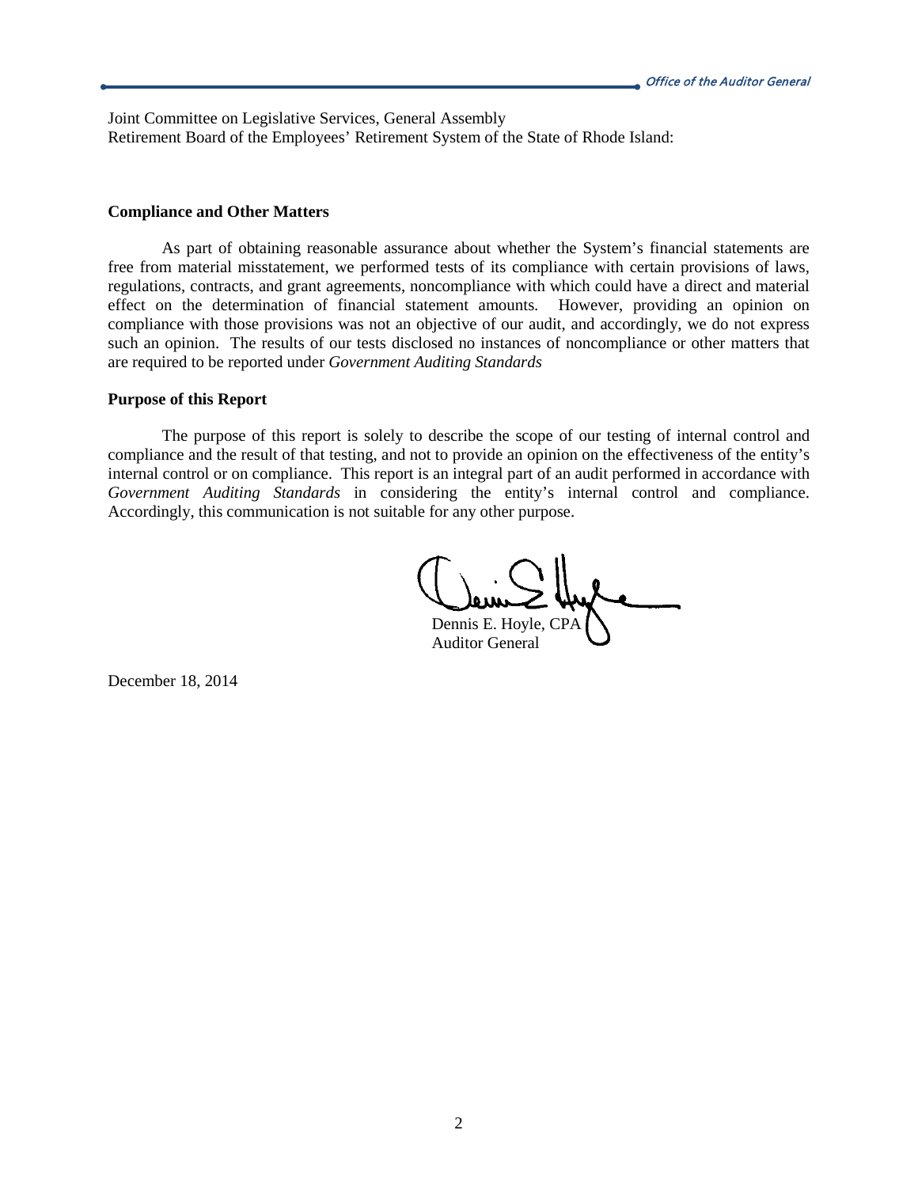Joint Committee on Legislative Services, General Assembly
Retirement Board of the Employees' Retirement System of the State of Rhode Island:

**Compliance and Other Matters**

As part of obtaining reasonable assurance about whether the System's financial statements are free from material misstatement, we performed tests of its compliance with certain provisions of laws, regulations, contracts, and grant agreements, noncompliance with which could have a direct and material effect on the determination of financial statement amounts. However, providing an opinion on compliance with those provisions was not an objective of our audit, and accordingly, we do not express such an opinion. The results of our tests disclosed no instances of noncompliance or other matters that are required to be reported under *Government Auditing Standards*

**Purpose of this Report**

The purpose of this report is solely to describe the scope of our testing of internal control and compliance and the result of that testing, and not to provide an opinion on the effectiveness of the entity's internal control or on compliance. This report is an integral part of an audit performed in accordance with *Government Auditing Standards* in considering the entity's internal control and compliance. Accordingly, this communication is not suitable for any other purpose.

Dennis E. Hoyle, CPA
Auditor General

December 18, 2014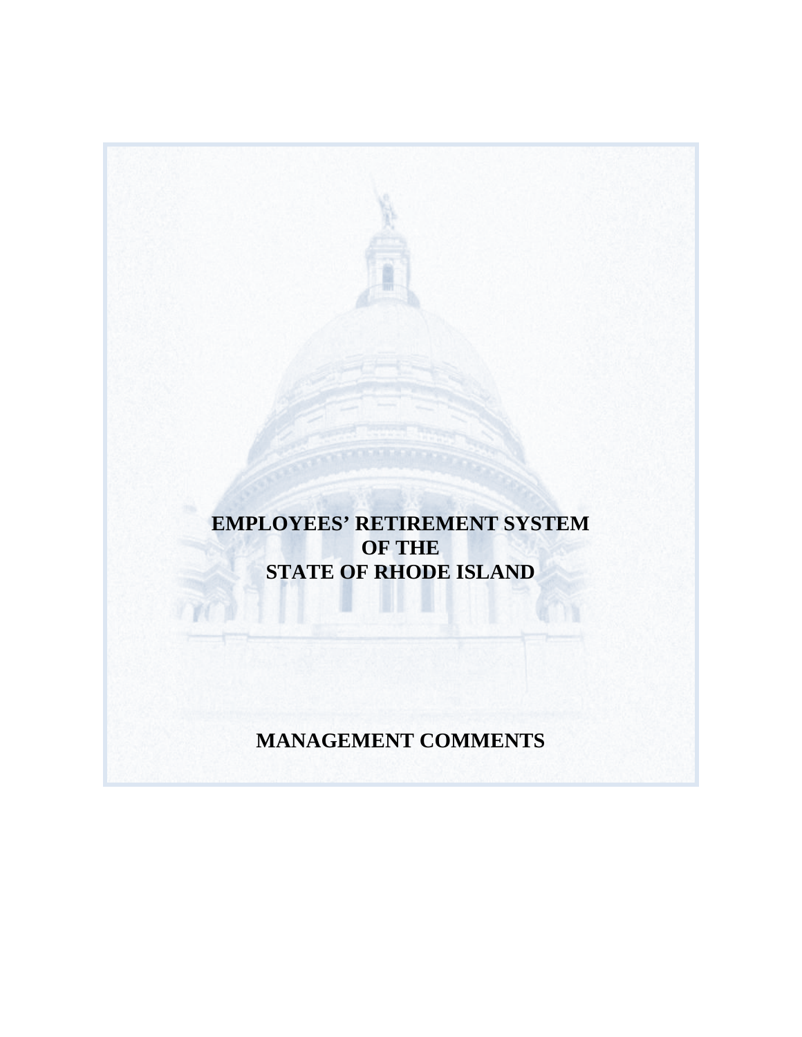# EMPLOYEES' RETIREMENT SYSTEM OF THE STATE OF RHODE ISLAND

# MANAGEMENT COMMENTS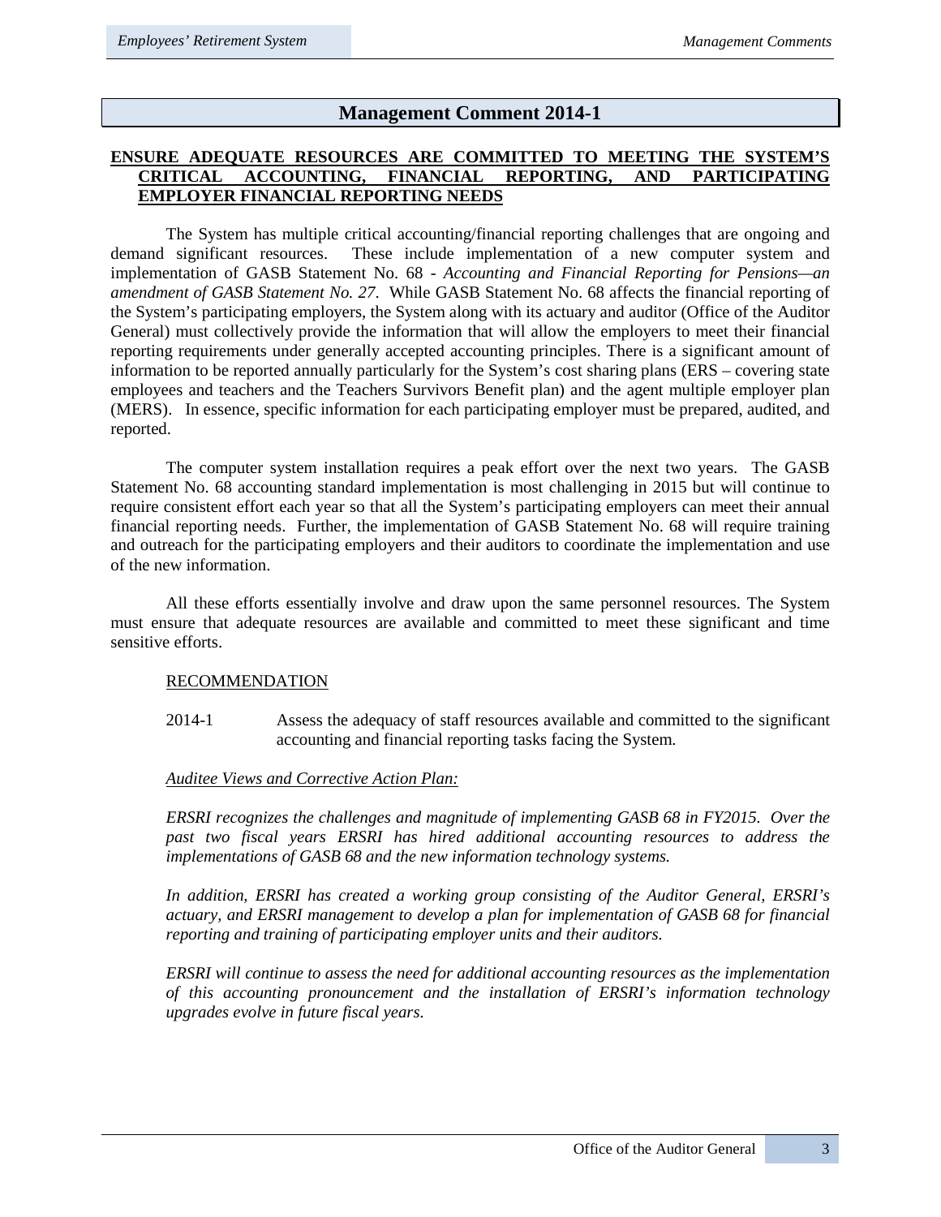## Management Comment 2014-1

**ENSURE ADEQUATE RESOURCES ARE COMMITTED TO MEETING THE SYSTEM'S CRITICAL ACCOUNTING, FINANCIAL REPORTING, AND PARTICIPATING EMPLOYER FINANCIAL REPORTING NEEDS**

The System has multiple critical accounting/financial reporting challenges that are ongoing and demand significant resources. These include implementation of a new computer system and implementation of GASB Statement No. 68 - *Accounting and Financial Reporting for Pensions—an amendment of GASB Statement No. 27*. While GASB Statement No. 68 affects the financial reporting of the System's participating employers, the System along with its actuary and auditor (Office of the Auditor General) must collectively provide the information that will allow the employers to meet their financial reporting requirements under generally accepted accounting principles. There is a significant amount of information to be reported annually particularly for the System's cost sharing plans (ERS – covering state employees and teachers and the Teachers Survivors Benefit plan) and the agent multiple employer plan (MERS). In essence, specific information for each participating employer must be prepared, audited, and reported.

The computer system installation requires a peak effort over the next two years. The GASB Statement No. 68 accounting standard implementation is most challenging in 2015 but will continue to require consistent effort each year so that all the System's participating employers can meet their annual financial reporting needs. Further, the implementation of GASB Statement No. 68 will require training and outreach for the participating employers and their auditors to coordinate the implementation and use of the new information.

All these efforts essentially involve and draw upon the same personnel resources. The System must ensure that adequate resources are available and committed to meet these significant and time sensitive efforts.

<u>RECOMMENDATION</u>

2014-1 Assess the adequacy of staff resources available and committed to the significant accounting and financial reporting tasks facing the System.

*<u>Auditee Views and Corrective Action Plan:</u>*

*ERSRI recognizes the challenges and magnitude of implementing GASB 68 in FY2015. Over the past two fiscal years ERSRI has hired additional accounting resources to address the implementations of GASB 68 and the new information technology systems.*

*In addition, ERSRI has created a working group consisting of the Auditor General, ERSRI's actuary, and ERSRI management to develop a plan for implementation of GASB 68 for financial reporting and training of participating employer units and their auditors.*

*ERSRI will continue to assess the need for additional accounting resources as the implementation of this accounting pronouncement and the installation of ERSRI's information technology upgrades evolve in future fiscal years.*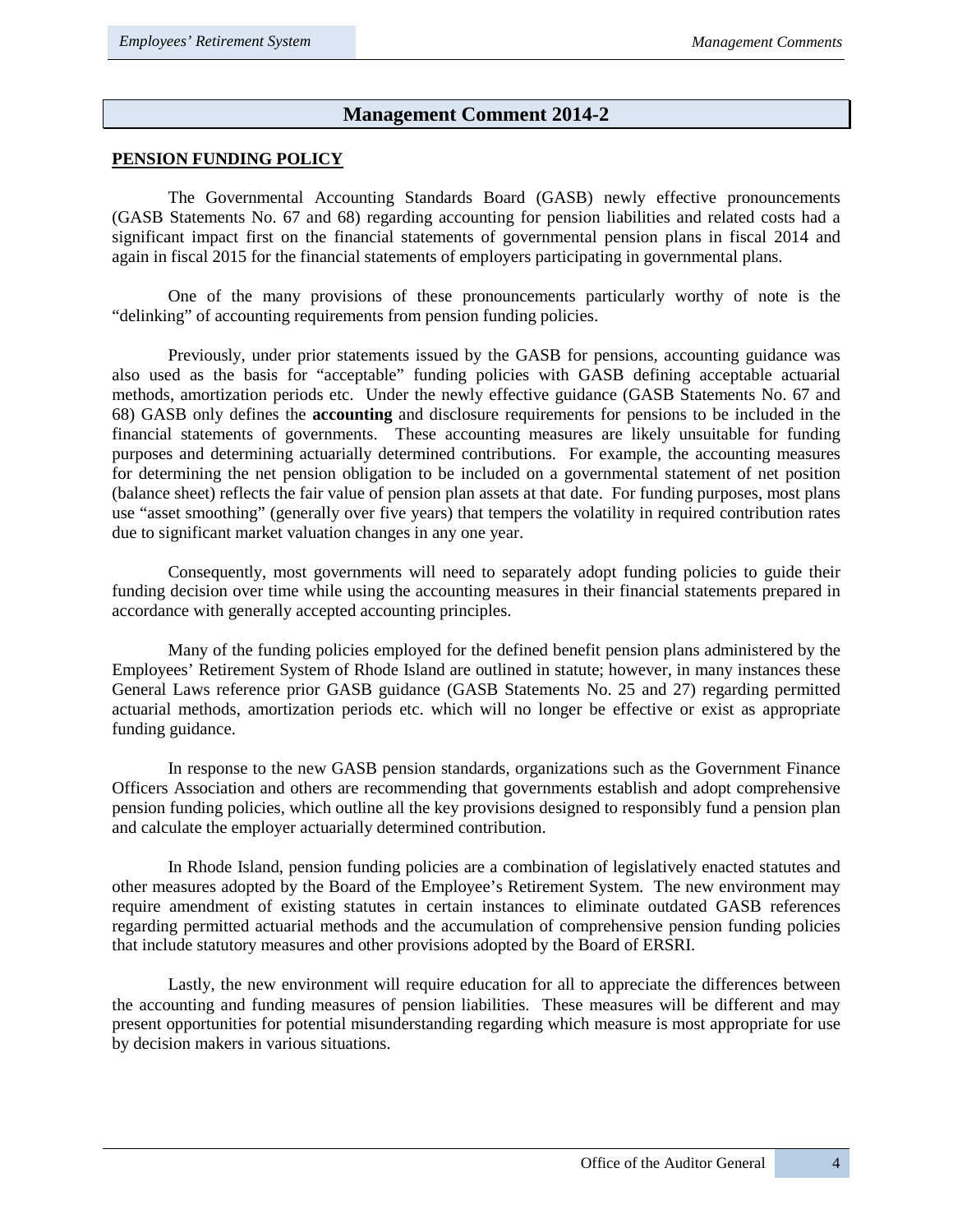## Management Comment 2014-2

**PENSION FUNDING POLICY**

The Governmental Accounting Standards Board (GASB) newly effective pronouncements (GASB Statements No. 67 and 68) regarding accounting for pension liabilities and related costs had a significant impact first on the financial statements of governmental pension plans in fiscal 2014 and again in fiscal 2015 for the financial statements of employers participating in governmental plans.

One of the many provisions of these pronouncements particularly worthy of note is the "delinking" of accounting requirements from pension funding policies.

Previously, under prior statements issued by the GASB for pensions, accounting guidance was also used as the basis for "acceptable" funding policies with GASB defining acceptable actuarial methods, amortization periods etc. Under the newly effective guidance (GASB Statements No. 67 and 68) GASB only defines the **accounting** and disclosure requirements for pensions to be included in the financial statements of governments. These accounting measures are likely unsuitable for funding purposes and determining actuarially determined contributions. For example, the accounting measures for determining the net pension obligation to be included on a governmental statement of net position (balance sheet) reflects the fair value of pension plan assets at that date. For funding purposes, most plans use "asset smoothing" (generally over five years) that tempers the volatility in required contribution rates due to significant market valuation changes in any one year.

Consequently, most governments will need to separately adopt funding policies to guide their funding decision over time while using the accounting measures in their financial statements prepared in accordance with generally accepted accounting principles.

Many of the funding policies employed for the defined benefit pension plans administered by the Employees' Retirement System of Rhode Island are outlined in statute; however, in many instances these General Laws reference prior GASB guidance (GASB Statements No. 25 and 27) regarding permitted actuarial methods, amortization periods etc. which will no longer be effective or exist as appropriate funding guidance.

In response to the new GASB pension standards, organizations such as the Government Finance Officers Association and others are recommending that governments establish and adopt comprehensive pension funding policies, which outline all the key provisions designed to responsibly fund a pension plan and calculate the employer actuarially determined contribution.

In Rhode Island, pension funding policies are a combination of legislatively enacted statutes and other measures adopted by the Board of the Employee's Retirement System. The new environment may require amendment of existing statutes in certain instances to eliminate outdated GASB references regarding permitted actuarial methods and the accumulation of comprehensive pension funding policies that include statutory measures and other provisions adopted by the Board of ERSRI.

Lastly, the new environment will require education for all to appreciate the differences between the accounting and funding measures of pension liabilities. These measures will be different and may present opportunities for potential misunderstanding regarding which measure is most appropriate for use by decision makers in various situations.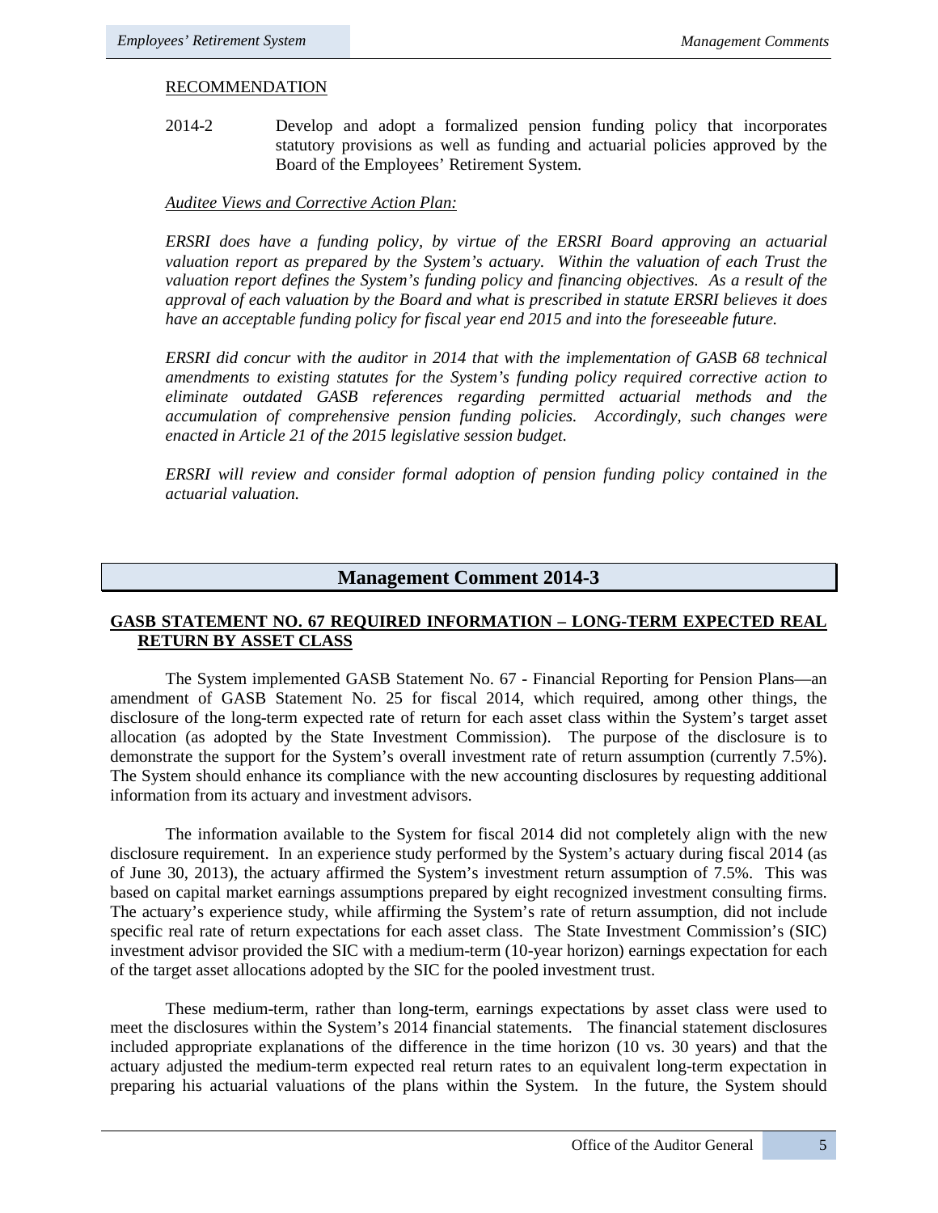RECOMMENDATION

2014-2 Develop and adopt a formalized pension funding policy that incorporates statutory provisions as well as funding and actuarial policies approved by the Board of the Employees' Retirement System.

*Auditee Views and Corrective Action Plan:*

*ERSRI does have a funding policy, by virtue of the ERSRI Board approving an actuarial valuation report as prepared by the System's actuary. Within the valuation of each Trust the valuation report defines the System's funding policy and financing objectives. As a result of the approval of each valuation by the Board and what is prescribed in statute ERSRI believes it does have an acceptable funding policy for fiscal year end 2015 and into the foreseeable future.*

*ERSRI did concur with the auditor in 2014 that with the implementation of GASB 68 technical amendments to existing statutes for the System's funding policy required corrective action to eliminate outdated GASB references regarding permitted actuarial methods and the accumulation of comprehensive pension funding policies. Accordingly, such changes were enacted in Article 21 of the 2015 legislative session budget.*

*ERSRI will review and consider formal adoption of pension funding policy contained in the actuarial valuation.*

## Management Comment 2014-3

### GASB STATEMENT NO. 67 REQUIRED INFORMATION – LONG-TERM EXPECTED REAL RETURN BY ASSET CLASS

The System implemented GASB Statement No. 67 - Financial Reporting for Pension Plans—an amendment of GASB Statement No. 25 for fiscal 2014, which required, among other things, the disclosure of the long-term expected rate of return for each asset class within the System's target asset allocation (as adopted by the State Investment Commission). The purpose of the disclosure is to demonstrate the support for the System's overall investment rate of return assumption (currently 7.5%). The System should enhance its compliance with the new accounting disclosures by requesting additional information from its actuary and investment advisors.

The information available to the System for fiscal 2014 did not completely align with the new disclosure requirement. In an experience study performed by the System's actuary during fiscal 2014 (as of June 30, 2013), the actuary affirmed the System's investment return assumption of 7.5%. This was based on capital market earnings assumptions prepared by eight recognized investment consulting firms. The actuary's experience study, while affirming the System's rate of return assumption, did not include specific real rate of return expectations for each asset class. The State Investment Commission's (SIC) investment advisor provided the SIC with a medium-term (10-year horizon) earnings expectation for each of the target asset allocations adopted by the SIC for the pooled investment trust.

These medium-term, rather than long-term, earnings expectations by asset class were used to meet the disclosures within the System's 2014 financial statements. The financial statement disclosures included appropriate explanations of the difference in the time horizon (10 vs. 30 years) and that the actuary adjusted the medium-term expected real return rates to an equivalent long-term expectation in preparing his actuarial valuations of the plans within the System. In the future, the System should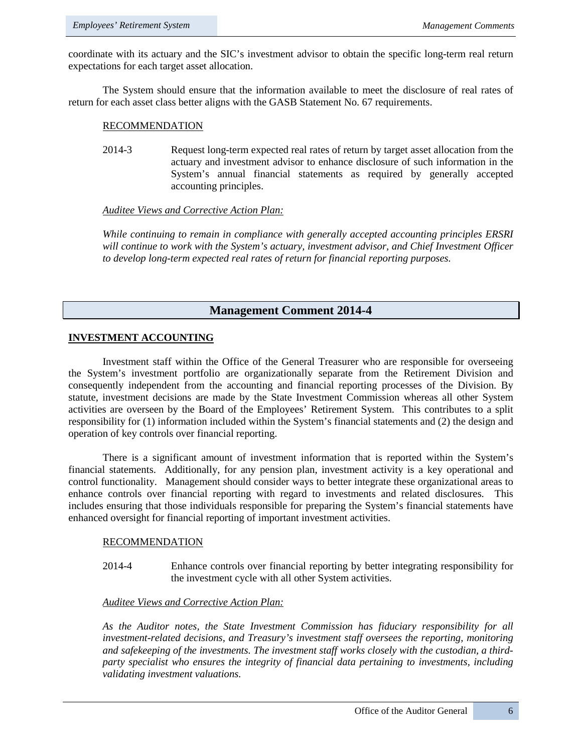coordinate with its actuary and the SIC's investment advisor to obtain the specific long-term real return expectations for each target asset allocation.

The System should ensure that the information available to meet the disclosure of real rates of return for each asset class better aligns with the GASB Statement No. 67 requirements.

RECOMMENDATION

2014-3 Request long-term expected real rates of return by target asset allocation from the actuary and investment advisor to enhance disclosure of such information in the System's annual financial statements as required by generally accepted accounting principles.

*Auditee Views and Corrective Action Plan:*

*While continuing to remain in compliance with generally accepted accounting principles ERSRI will continue to work with the System's actuary, investment advisor, and Chief Investment Officer to develop long-term expected real rates of return for financial reporting purposes.*

## Management Comment 2014-4

**INVESTMENT ACCOUNTING**

Investment staff within the Office of the General Treasurer who are responsible for overseeing the System's investment portfolio are organizationally separate from the Retirement Division and consequently independent from the accounting and financial reporting processes of the Division. By statute, investment decisions are made by the State Investment Commission whereas all other System activities are overseen by the Board of the Employees' Retirement System. This contributes to a split responsibility for (1) information included within the System's financial statements and (2) the design and operation of key controls over financial reporting.

There is a significant amount of investment information that is reported within the System's financial statements. Additionally, for any pension plan, investment activity is a key operational and control functionality. Management should consider ways to better integrate these organizational areas to enhance controls over financial reporting with regard to investments and related disclosures. This includes ensuring that those individuals responsible for preparing the System's financial statements have enhanced oversight for financial reporting of important investment activities.

RECOMMENDATION

2014-4 Enhance controls over financial reporting by better integrating responsibility for the investment cycle with all other System activities.

*Auditee Views and Corrective Action Plan:*

*As the Auditor notes, the State Investment Commission has fiduciary responsibility for all investment-related decisions, and Treasury's investment staff oversees the reporting, monitoring and safekeeping of the investments. The investment staff works closely with the custodian, a third-party specialist who ensures the integrity of financial data pertaining to investments, including validating investment valuations.*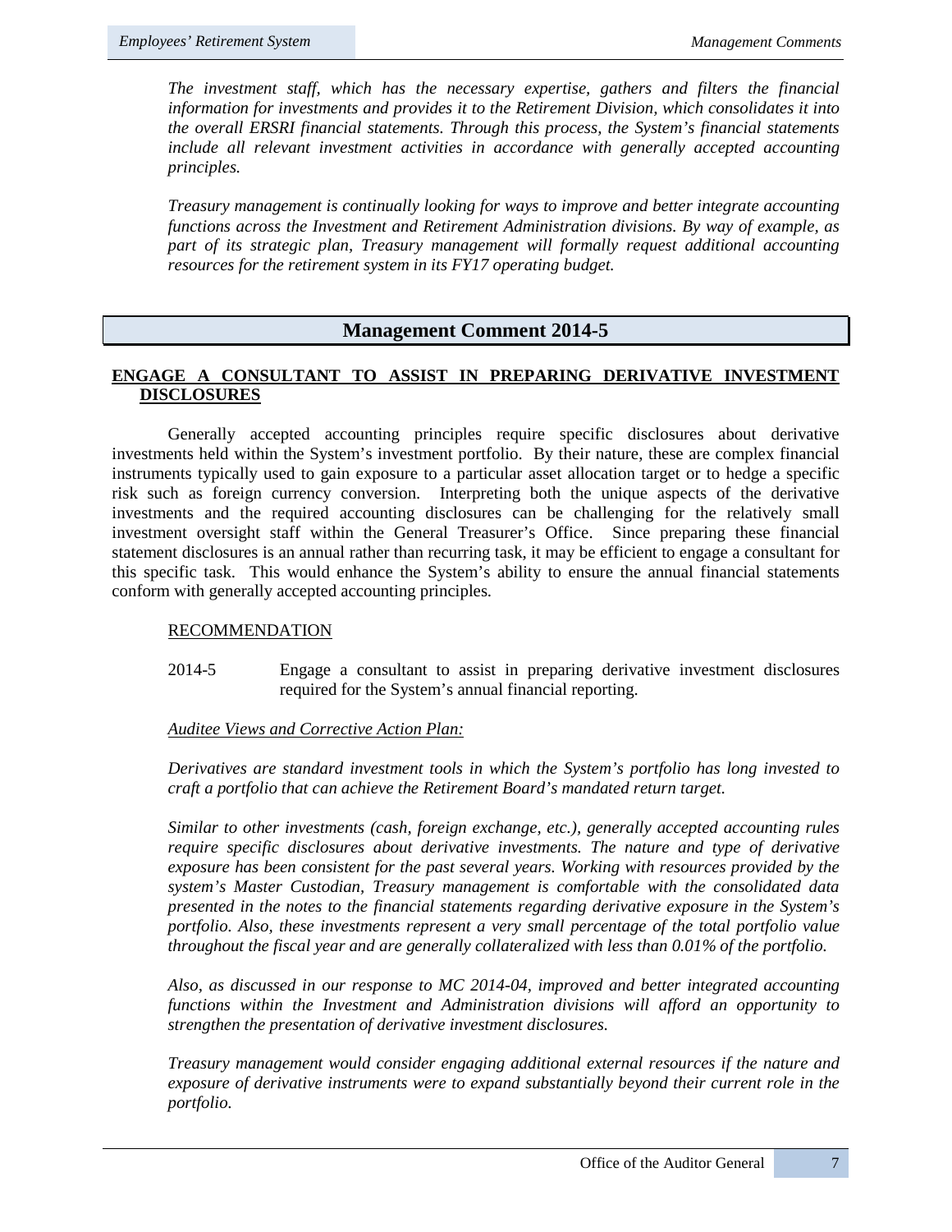*The investment staff, which has the necessary expertise, gathers and filters the financial information for investments and provides it to the Retirement Division, which consolidates it into the overall ERSRI financial statements. Through this process, the System's financial statements include all relevant investment activities in accordance with generally accepted accounting principles.*

*Treasury management is continually looking for ways to improve and better integrate accounting functions across the Investment and Retirement Administration divisions. By way of example, as part of its strategic plan, Treasury management will formally request additional accounting resources for the retirement system in its FY17 operating budget.*

## Management Comment 2014-5

**ENGAGE A CONSULTANT TO ASSIST IN PREPARING DERIVATIVE INVESTMENT DISCLOSURES**

Generally accepted accounting principles require specific disclosures about derivative investments held within the System's investment portfolio. By their nature, these are complex financial instruments typically used to gain exposure to a particular asset allocation target or to hedge a specific risk such as foreign currency conversion. Interpreting both the unique aspects of the derivative investments and the required accounting disclosures can be challenging for the relatively small investment oversight staff within the General Treasurer's Office. Since preparing these financial statement disclosures is an annual rather than recurring task, it may be efficient to engage a consultant for this specific task. This would enhance the System's ability to ensure the annual financial statements conform with generally accepted accounting principles.

RECOMMENDATION

2014-5 Engage a consultant to assist in preparing derivative investment disclosures required for the System's annual financial reporting.

*Auditee Views and Corrective Action Plan:*

*Derivatives are standard investment tools in which the System's portfolio has long invested to craft a portfolio that can achieve the Retirement Board's mandated return target.*

*Similar to other investments (cash, foreign exchange, etc.), generally accepted accounting rules require specific disclosures about derivative investments. The nature and type of derivative exposure has been consistent for the past several years. Working with resources provided by the system's Master Custodian, Treasury management is comfortable with the consolidated data presented in the notes to the financial statements regarding derivative exposure in the System's portfolio. Also, these investments represent a very small percentage of the total portfolio value throughout the fiscal year and are generally collateralized with less than 0.01% of the portfolio.*

*Also, as discussed in our response to MC 2014-04, improved and better integrated accounting functions within the Investment and Administration divisions will afford an opportunity to strengthen the presentation of derivative investment disclosures.*

*Treasury management would consider engaging additional external resources if the nature and exposure of derivative instruments were to expand substantially beyond their current role in the portfolio.*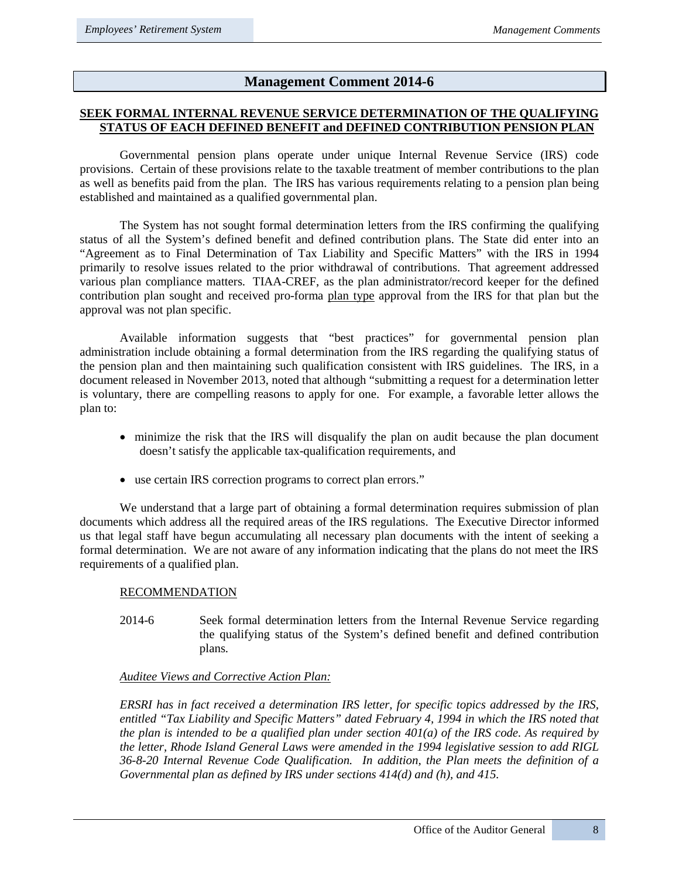## Management Comment 2014-6

**SEEK FORMAL INTERNAL REVENUE SERVICE DETERMINATION OF THE QUALIFYING STATUS OF EACH DEFINED BENEFIT and DEFINED CONTRIBUTION PENSION PLAN**

Governmental pension plans operate under unique Internal Revenue Service (IRS) code provisions. Certain of these provisions relate to the taxable treatment of member contributions to the plan as well as benefits paid from the plan. The IRS has various requirements relating to a pension plan being established and maintained as a qualified governmental plan.

The System has not sought formal determination letters from the IRS confirming the qualifying status of all the System's defined benefit and defined contribution plans. The State did enter into an "Agreement as to Final Determination of Tax Liability and Specific Matters" with the IRS in 1994 primarily to resolve issues related to the prior withdrawal of contributions. That agreement addressed various plan compliance matters. TIAA-CREF, as the plan administrator/record keeper for the defined contribution plan sought and received pro-forma plan type approval from the IRS for that plan but the approval was not plan specific.

Available information suggests that "best practices" for governmental pension plan administration include obtaining a formal determination from the IRS regarding the qualifying status of the pension plan and then maintaining such qualification consistent with IRS guidelines. The IRS, in a document released in November 2013, noted that although "submitting a request for a determination letter is voluntary, there are compelling reasons to apply for one. For example, a favorable letter allows the plan to:

- minimize the risk that the IRS will disqualify the plan on audit because the plan document doesn't satisfy the applicable tax-qualification requirements, and
- use certain IRS correction programs to correct plan errors."

We understand that a large part of obtaining a formal determination requires submission of plan documents which address all the required areas of the IRS regulations. The Executive Director informed us that legal staff have begun accumulating all necessary plan documents with the intent of seeking a formal determination. We are not aware of any information indicating that the plans do not meet the IRS requirements of a qualified plan.

RECOMMENDATION

2014-6 Seek formal determination letters from the Internal Revenue Service regarding the qualifying status of the System's defined benefit and defined contribution plans.

*Auditee Views and Corrective Action Plan:*

*ERSRI has in fact received a determination IRS letter, for specific topics addressed by the IRS, entitled "Tax Liability and Specific Matters" dated February 4, 1994 in which the IRS noted that the plan is intended to be a qualified plan under section 401(a) of the IRS code. As required by the letter, Rhode Island General Laws were amended in the 1994 legislative session to add RIGL 36-8-20 Internal Revenue Code Qualification. In addition, the Plan meets the definition of a Governmental plan as defined by IRS under sections 414(d) and (h), and 415.*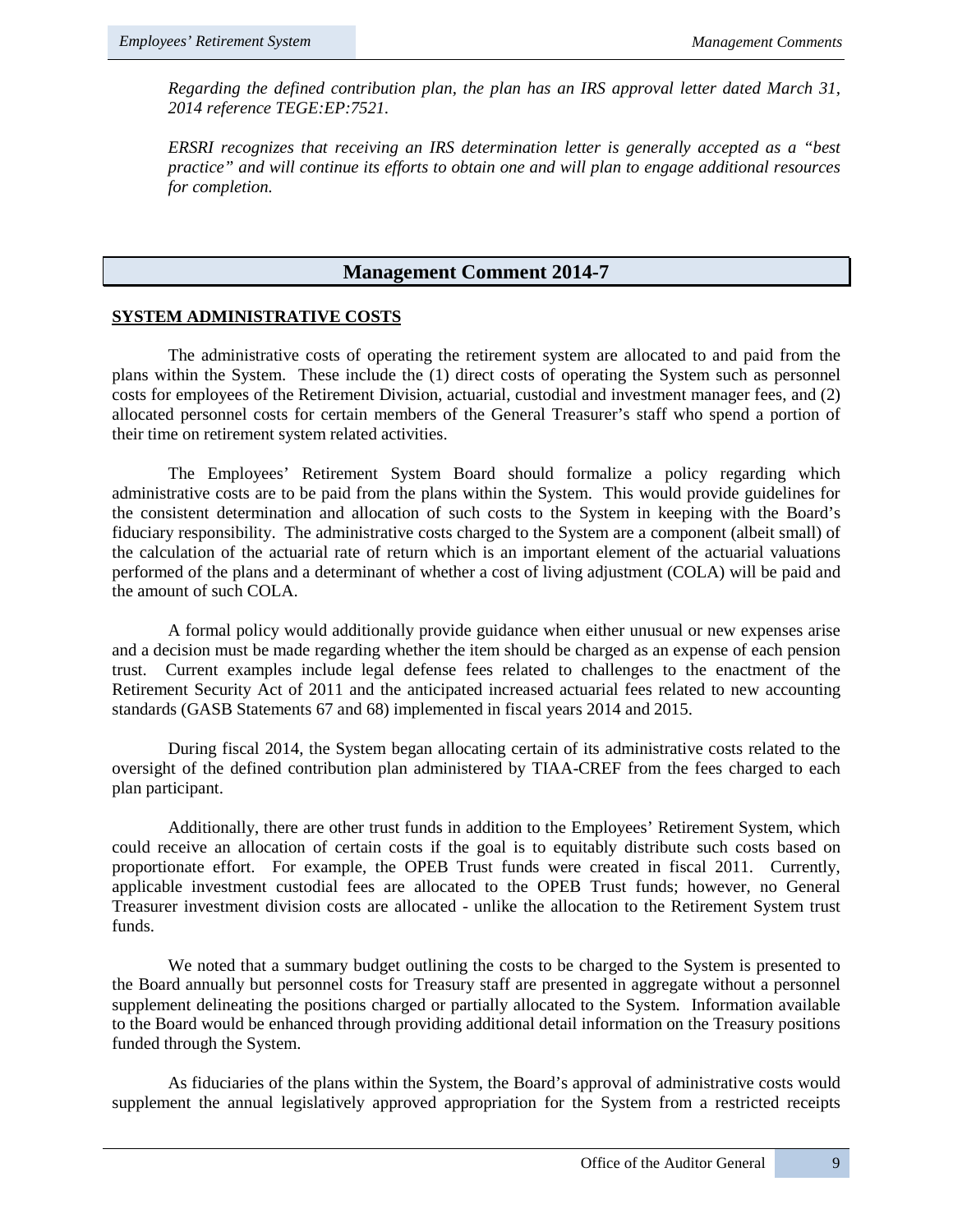*Regarding the defined contribution plan, the plan has an IRS approval letter dated March 31, 2014 reference TEGE:EP:7521.*

*ERSRI recognizes that receiving an IRS determination letter is generally accepted as a "best practice" and will continue its efforts to obtain one and will plan to engage additional resources for completion.*

## Management Comment 2014-7

**SYSTEM ADMINISTRATIVE COSTS**

The administrative costs of operating the retirement system are allocated to and paid from the plans within the System. These include the (1) direct costs of operating the System such as personnel costs for employees of the Retirement Division, actuarial, custodial and investment manager fees, and (2) allocated personnel costs for certain members of the General Treasurer's staff who spend a portion of their time on retirement system related activities.

The Employees' Retirement System Board should formalize a policy regarding which administrative costs are to be paid from the plans within the System. This would provide guidelines for the consistent determination and allocation of such costs to the System in keeping with the Board's fiduciary responsibility. The administrative costs charged to the System are a component (albeit small) of the calculation of the actuarial rate of return which is an important element of the actuarial valuations performed of the plans and a determinant of whether a cost of living adjustment (COLA) will be paid and the amount of such COLA.

A formal policy would additionally provide guidance when either unusual or new expenses arise and a decision must be made regarding whether the item should be charged as an expense of each pension trust. Current examples include legal defense fees related to challenges to the enactment of the Retirement Security Act of 2011 and the anticipated increased actuarial fees related to new accounting standards (GASB Statements 67 and 68) implemented in fiscal years 2014 and 2015.

During fiscal 2014, the System began allocating certain of its administrative costs related to the oversight of the defined contribution plan administered by TIAA-CREF from the fees charged to each plan participant.

Additionally, there are other trust funds in addition to the Employees' Retirement System, which could receive an allocation of certain costs if the goal is to equitably distribute such costs based on proportionate effort. For example, the OPEB Trust funds were created in fiscal 2011. Currently, applicable investment custodial fees are allocated to the OPEB Trust funds; however, no General Treasurer investment division costs are allocated - unlike the allocation to the Retirement System trust funds.

We noted that a summary budget outlining the costs to be charged to the System is presented to the Board annually but personnel costs for Treasury staff are presented in aggregate without a personnel supplement delineating the positions charged or partially allocated to the System. Information available to the Board would be enhanced through providing additional detail information on the Treasury positions funded through the System.

As fiduciaries of the plans within the System, the Board's approval of administrative costs would supplement the annual legislatively approved appropriation for the System from a restricted receipts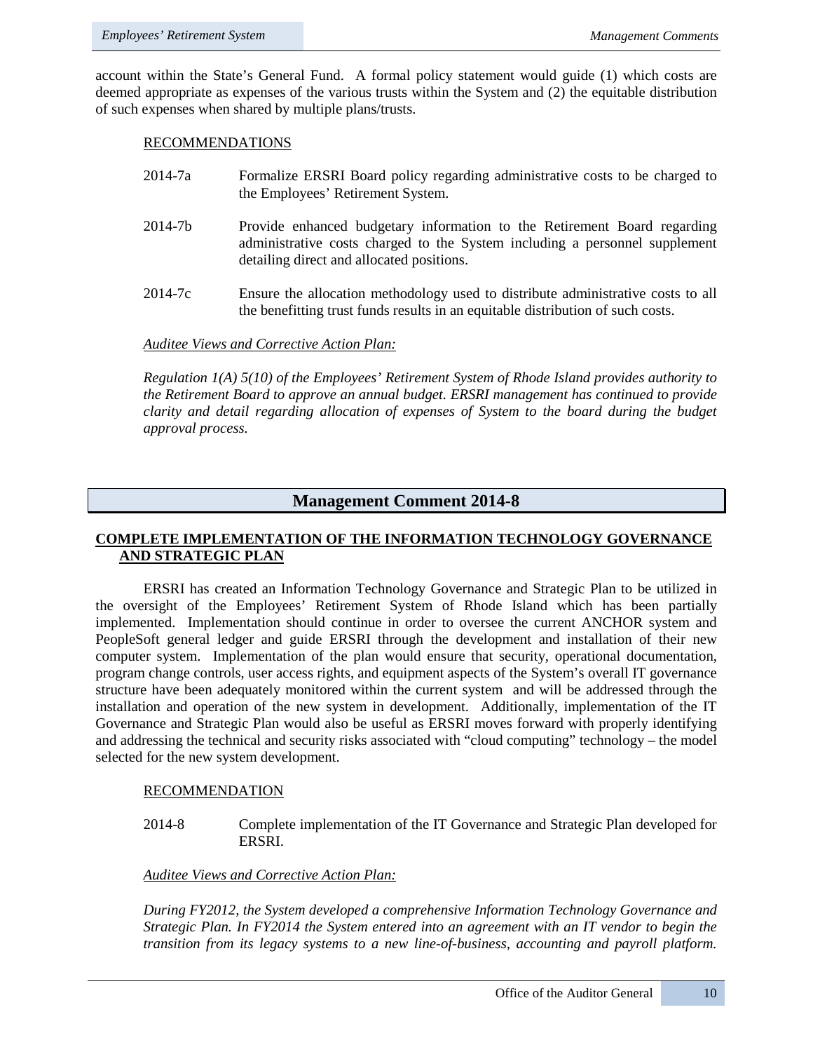account within the State's General Fund. A formal policy statement would guide (1) which costs are deemed appropriate as expenses of the various trusts within the System and (2) the equitable distribution of such expenses when shared by multiple plans/trusts.

RECOMMENDATIONS

2014-7a Formalize ERSRI Board policy regarding administrative costs to be charged to the Employees' Retirement System.

2014-7b Provide enhanced budgetary information to the Retirement Board regarding administrative costs charged to the System including a personnel supplement detailing direct and allocated positions.

2014-7c Ensure the allocation methodology used to distribute administrative costs to all the benefitting trust funds results in an equitable distribution of such costs.

*Auditee Views and Corrective Action Plan:*

*Regulation 1(A) 5(10) of the Employees' Retirement System of Rhode Island provides authority to the Retirement Board to approve an annual budget. ERSRI management has continued to provide clarity and detail regarding allocation of expenses of System to the board during the budget approval process.*

## Management Comment 2014-8

**COMPLETE IMPLEMENTATION OF THE INFORMATION TECHNOLOGY GOVERNANCE AND STRATEGIC PLAN**

ERSRI has created an Information Technology Governance and Strategic Plan to be utilized in the oversight of the Employees' Retirement System of Rhode Island which has been partially implemented. Implementation should continue in order to oversee the current ANCHOR system and PeopleSoft general ledger and guide ERSRI through the development and installation of their new computer system. Implementation of the plan would ensure that security, operational documentation, program change controls, user access rights, and equipment aspects of the System's overall IT governance structure have been adequately monitored within the current system and will be addressed through the installation and operation of the new system in development. Additionally, implementation of the IT Governance and Strategic Plan would also be useful as ERSRI moves forward with properly identifying and addressing the technical and security risks associated with "cloud computing" technology – the model selected for the new system development.

RECOMMENDATION

2014-8 Complete implementation of the IT Governance and Strategic Plan developed for ERSRI.

*Auditee Views and Corrective Action Plan:*

*During FY2012, the System developed a comprehensive Information Technology Governance and Strategic Plan. In FY2014 the System entered into an agreement with an IT vendor to begin the transition from its legacy systems to a new line-of-business, accounting and payroll platform.*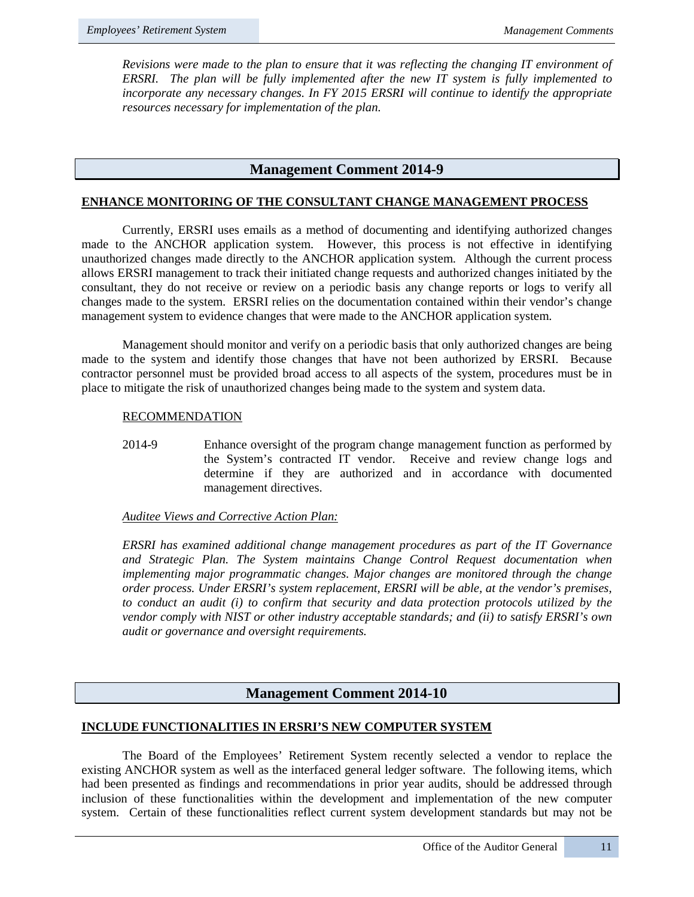*Revisions were made to the plan to ensure that it was reflecting the changing IT environment of ERSRI. The plan will be fully implemented after the new IT system is fully implemented to incorporate any necessary changes. In FY 2015 ERSRI will continue to identify the appropriate resources necessary for implementation of the plan.*

## Management Comment 2014-9

### ENHANCE MONITORING OF THE CONSULTANT CHANGE MANAGEMENT PROCESS

Currently, ERSRI uses emails as a method of documenting and identifying authorized changes made to the ANCHOR application system. However, this process is not effective in identifying unauthorized changes made directly to the ANCHOR application system. Although the current process allows ERSRI management to track their initiated change requests and authorized changes initiated by the consultant, they do not receive or review on a periodic basis any change reports or logs to verify all changes made to the system. ERSRI relies on the documentation contained within their vendor's change management system to evidence changes that were made to the ANCHOR application system.

Management should monitor and verify on a periodic basis that only authorized changes are being made to the system and identify those changes that have not been authorized by ERSRI. Because contractor personnel must be provided broad access to all aspects of the system, procedures must be in place to mitigate the risk of unauthorized changes being made to the system and system data.

RECOMMENDATION

2014-9 Enhance oversight of the program change management function as performed by the System's contracted IT vendor. Receive and review change logs and determine if they are authorized and in accordance with documented management directives.

*Auditee Views and Corrective Action Plan:*

*ERSRI has examined additional change management procedures as part of the IT Governance and Strategic Plan. The System maintains Change Control Request documentation when implementing major programmatic changes. Major changes are monitored through the change order process. Under ERSRI's system replacement, ERSRI will be able, at the vendor's premises, to conduct an audit (i) to confirm that security and data protection protocols utilized by the vendor comply with NIST or other industry acceptable standards; and (ii) to satisfy ERSRI's own audit or governance and oversight requirements.*

## Management Comment 2014-10

### INCLUDE FUNCTIONALITIES IN ERSRI'S NEW COMPUTER SYSTEM

The Board of the Employees' Retirement System recently selected a vendor to replace the existing ANCHOR system as well as the interfaced general ledger software. The following items, which had been presented as findings and recommendations in prior year audits, should be addressed through inclusion of these functionalities within the development and implementation of the new computer system. Certain of these functionalities reflect current system development standards but may not be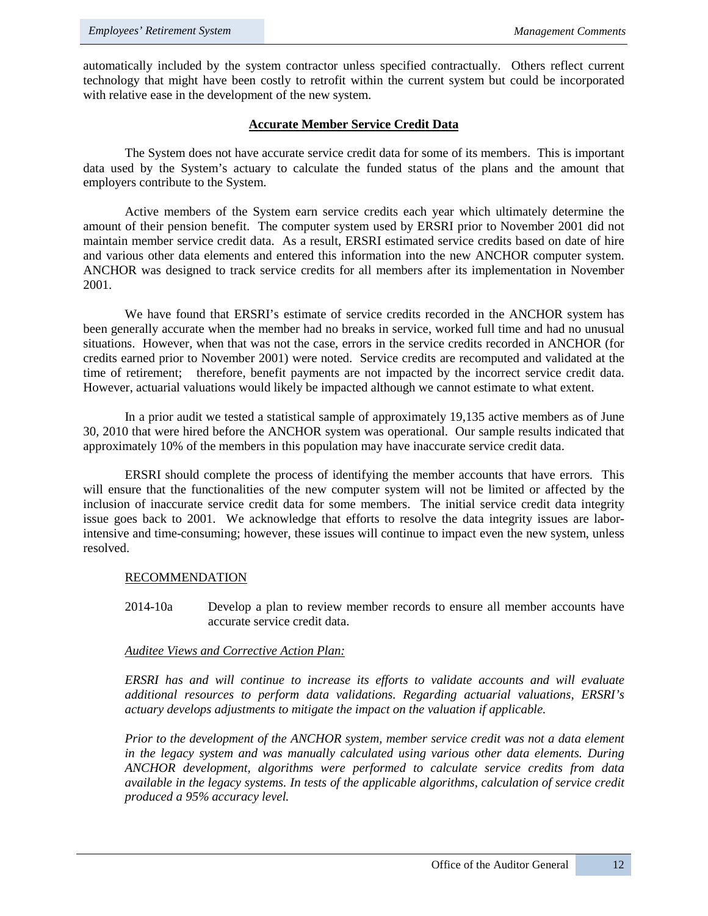automatically included by the system contractor unless specified contractually. Others reflect current technology that might have been costly to retrofit within the current system but could be incorporated with relative ease in the development of the new system.

## Accurate Member Service Credit Data

The System does not have accurate service credit data for some of its members. This is important data used by the System's actuary to calculate the funded status of the plans and the amount that employers contribute to the System.

Active members of the System earn service credits each year which ultimately determine the amount of their pension benefit. The computer system used by ERSRI prior to November 2001 did not maintain member service credit data. As a result, ERSRI estimated service credits based on date of hire and various other data elements and entered this information into the new ANCHOR computer system. ANCHOR was designed to track service credits for all members after its implementation in November 2001.

We have found that ERSRI's estimate of service credits recorded in the ANCHOR system has been generally accurate when the member had no breaks in service, worked full time and had no unusual situations. However, when that was not the case, errors in the service credits recorded in ANCHOR (for credits earned prior to November 2001) were noted. Service credits are recomputed and validated at the time of retirement; therefore, benefit payments are not impacted by the incorrect service credit data. However, actuarial valuations would likely be impacted although we cannot estimate to what extent.

In a prior audit we tested a statistical sample of approximately 19,135 active members as of June 30, 2010 that were hired before the ANCHOR system was operational. Our sample results indicated that approximately 10% of the members in this population may have inaccurate service credit data.

ERSRI should complete the process of identifying the member accounts that have errors. This will ensure that the functionalities of the new computer system will not be limited or affected by the inclusion of inaccurate service credit data for some members. The initial service credit data integrity issue goes back to 2001. We acknowledge that efforts to resolve the data integrity issues are labor-intensive and time-consuming; however, these issues will continue to impact even the new system, unless resolved.

RECOMMENDATION

2014-10a Develop a plan to review member records to ensure all member accounts have accurate service credit data.

*Auditee Views and Corrective Action Plan:*

*ERSRI has and will continue to increase its efforts to validate accounts and will evaluate additional resources to perform data validations. Regarding actuarial valuations, ERSRI's actuary develops adjustments to mitigate the impact on the valuation if applicable.*

*Prior to the development of the ANCHOR system, member service credit was not a data element in the legacy system and was manually calculated using various other data elements. During ANCHOR development, algorithms were performed to calculate service credits from data available in the legacy systems. In tests of the applicable algorithms, calculation of service credit produced a 95% accuracy level.*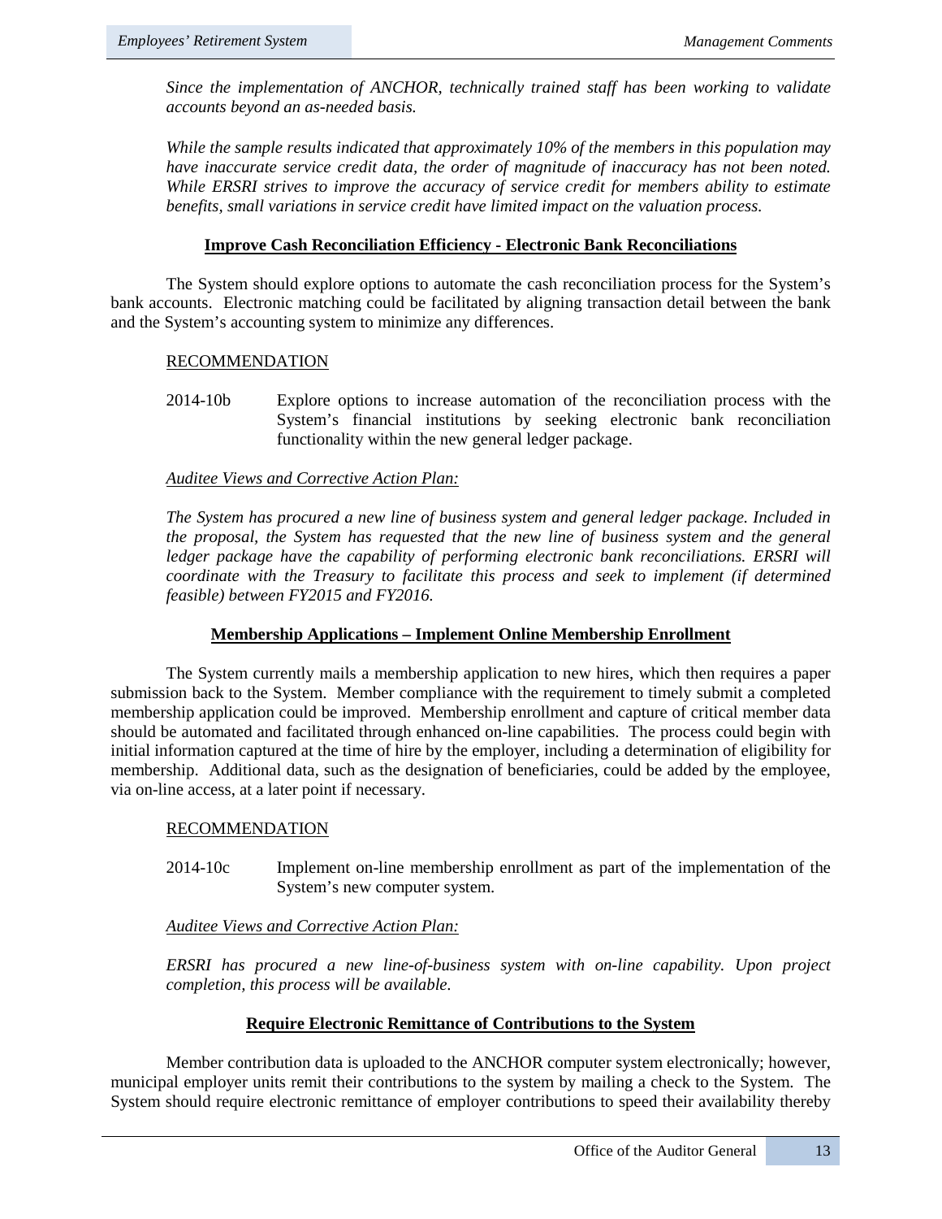*Since the implementation of ANCHOR, technically trained staff has been working to validate accounts beyond an as-needed basis.*

*While the sample results indicated that approximately 10% of the members in this population may have inaccurate service credit data, the order of magnitude of inaccuracy has not been noted. While ERSRI strives to improve the accuracy of service credit for members ability to estimate benefits, small variations in service credit have limited impact on the valuation process.*

## Improve Cash Reconciliation Efficiency - Electronic Bank Reconciliations

The System should explore options to automate the cash reconciliation process for the System's bank accounts. Electronic matching could be facilitated by aligning transaction detail between the bank and the System's accounting system to minimize any differences.

RECOMMENDATION

2014-10b Explore options to increase automation of the reconciliation process with the System's financial institutions by seeking electronic bank reconciliation functionality within the new general ledger package.

*Auditee Views and Corrective Action Plan:*

*The System has procured a new line of business system and general ledger package. Included in the proposal, the System has requested that the new line of business system and the general ledger package have the capability of performing electronic bank reconciliations. ERSRI will coordinate with the Treasury to facilitate this process and seek to implement (if determined feasible) between FY2015 and FY2016.*

## Membership Applications – Implement Online Membership Enrollment

The System currently mails a membership application to new hires, which then requires a paper submission back to the System. Member compliance with the requirement to timely submit a completed membership application could be improved. Membership enrollment and capture of critical member data should be automated and facilitated through enhanced on-line capabilities. The process could begin with initial information captured at the time of hire by the employer, including a determination of eligibility for membership. Additional data, such as the designation of beneficiaries, could be added by the employee, via on-line access, at a later point if necessary.

RECOMMENDATION

2014-10c Implement on-line membership enrollment as part of the implementation of the System's new computer system.

*Auditee Views and Corrective Action Plan:*

*ERSRI has procured a new line-of-business system with on-line capability. Upon project completion, this process will be available.*

## Require Electronic Remittance of Contributions to the System

Member contribution data is uploaded to the ANCHOR computer system electronically; however, municipal employer units remit their contributions to the system by mailing a check to the System. The System should require electronic remittance of employer contributions to speed their availability thereby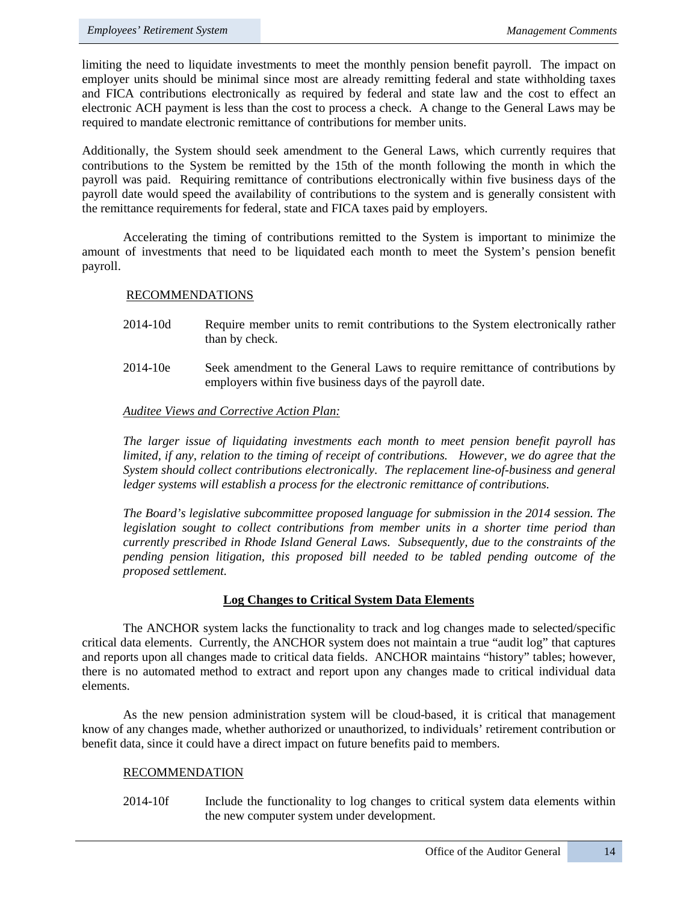limiting the need to liquidate investments to meet the monthly pension benefit payroll. The impact on employer units should be minimal since most are already remitting federal and state withholding taxes and FICA contributions electronically as required by federal and state law and the cost to effect an electronic ACH payment is less than the cost to process a check. A change to the General Laws may be required to mandate electronic remittance of contributions for member units.

Additionally, the System should seek amendment to the General Laws, which currently requires that contributions to the System be remitted by the 15th of the month following the month in which the payroll was paid. Requiring remittance of contributions electronically within five business days of the payroll date would speed the availability of contributions to the system and is generally consistent with the remittance requirements for federal, state and FICA taxes paid by employers.

Accelerating the timing of contributions remitted to the System is important to minimize the amount of investments that need to be liquidated each month to meet the System's pension benefit payroll.

RECOMMENDATIONS

2014-10d Require member units to remit contributions to the System electronically rather than by check.

2014-10e Seek amendment to the General Laws to require remittance of contributions by employers within five business days of the payroll date.

*Auditee Views and Corrective Action Plan:*

*The larger issue of liquidating investments each month to meet pension benefit payroll has limited, if any, relation to the timing of receipt of contributions. However, we do agree that the System should collect contributions electronically. The replacement line-of-business and general ledger systems will establish a process for the electronic remittance of contributions.*

*The Board's legislative subcommittee proposed language for submission in the 2014 session. The legislation sought to collect contributions from member units in a shorter time period than currently prescribed in Rhode Island General Laws. Subsequently, due to the constraints of the pending pension litigation, this proposed bill needed to be tabled pending outcome of the proposed settlement.*

**Log Changes to Critical System Data Elements**

The ANCHOR system lacks the functionality to track and log changes made to selected/specific critical data elements. Currently, the ANCHOR system does not maintain a true "audit log" that captures and reports upon all changes made to critical data fields. ANCHOR maintains "history" tables; however, there is no automated method to extract and report upon any changes made to critical individual data elements.

As the new pension administration system will be cloud-based, it is critical that management know of any changes made, whether authorized or unauthorized, to individuals' retirement contribution or benefit data, since it could have a direct impact on future benefits paid to members.

RECOMMENDATION

2014-10f Include the functionality to log changes to critical system data elements within the new computer system under development.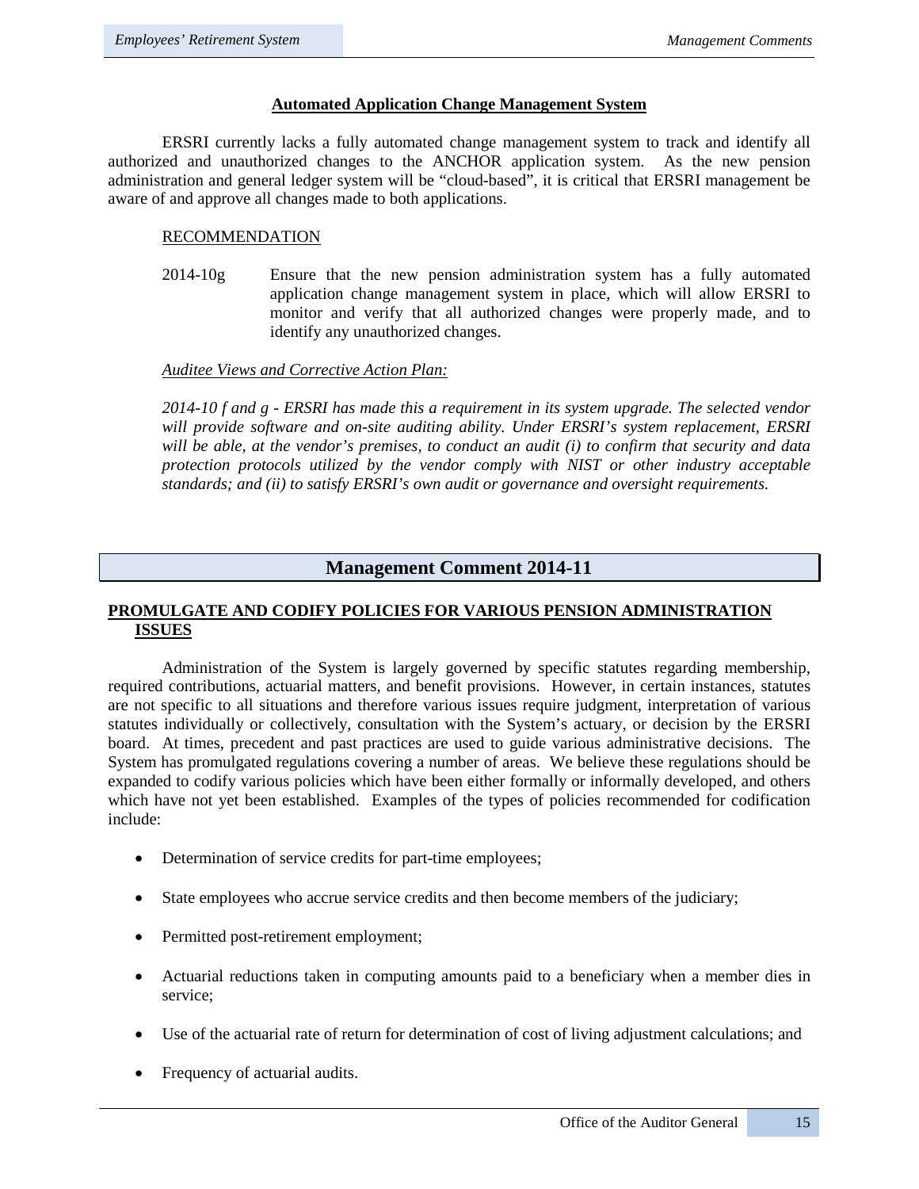### Automated Application Change Management System

ERSRI currently lacks a fully automated change management system to track and identify all authorized and unauthorized changes to the ANCHOR application system. As the new pension administration and general ledger system will be "cloud-based", it is critical that ERSRI management be aware of and approve all changes made to both applications.

RECOMMENDATION

2014-10g Ensure that the new pension administration system has a fully automated application change management system in place, which will allow ERSRI to monitor and verify that all authorized changes were properly made, and to identify any unauthorized changes.

*Auditee Views and Corrective Action Plan:*

*2014-10 f and g - ERSRI has made this a requirement in its system upgrade. The selected vendor will provide software and on-site auditing ability. Under ERSRI's system replacement, ERSRI will be able, at the vendor's premises, to conduct an audit (i) to confirm that security and data protection protocols utilized by the vendor comply with NIST or other industry acceptable standards; and (ii) to satisfy ERSRI's own audit or governance and oversight requirements.*

## Management Comment 2014-11

### PROMULGATE AND CODIFY POLICIES FOR VARIOUS PENSION ADMINISTRATION ISSUES

Administration of the System is largely governed by specific statutes regarding membership, required contributions, actuarial matters, and benefit provisions. However, in certain instances, statutes are not specific to all situations and therefore various issues require judgment, interpretation of various statutes individually or collectively, consultation with the System's actuary, or decision by the ERSRI board. At times, precedent and past practices are used to guide various administrative decisions. The System has promulgated regulations covering a number of areas. We believe these regulations should be expanded to codify various policies which have been either formally or informally developed, and others which have not yet been established. Examples of the types of policies recommended for codification include:

- Determination of service credits for part-time employees;
- State employees who accrue service credits and then become members of the judiciary;
- Permitted post-retirement employment;
- Actuarial reductions taken in computing amounts paid to a beneficiary when a member dies in service;
- Use of the actuarial rate of return for determination of cost of living adjustment calculations; and
- Frequency of actuarial audits.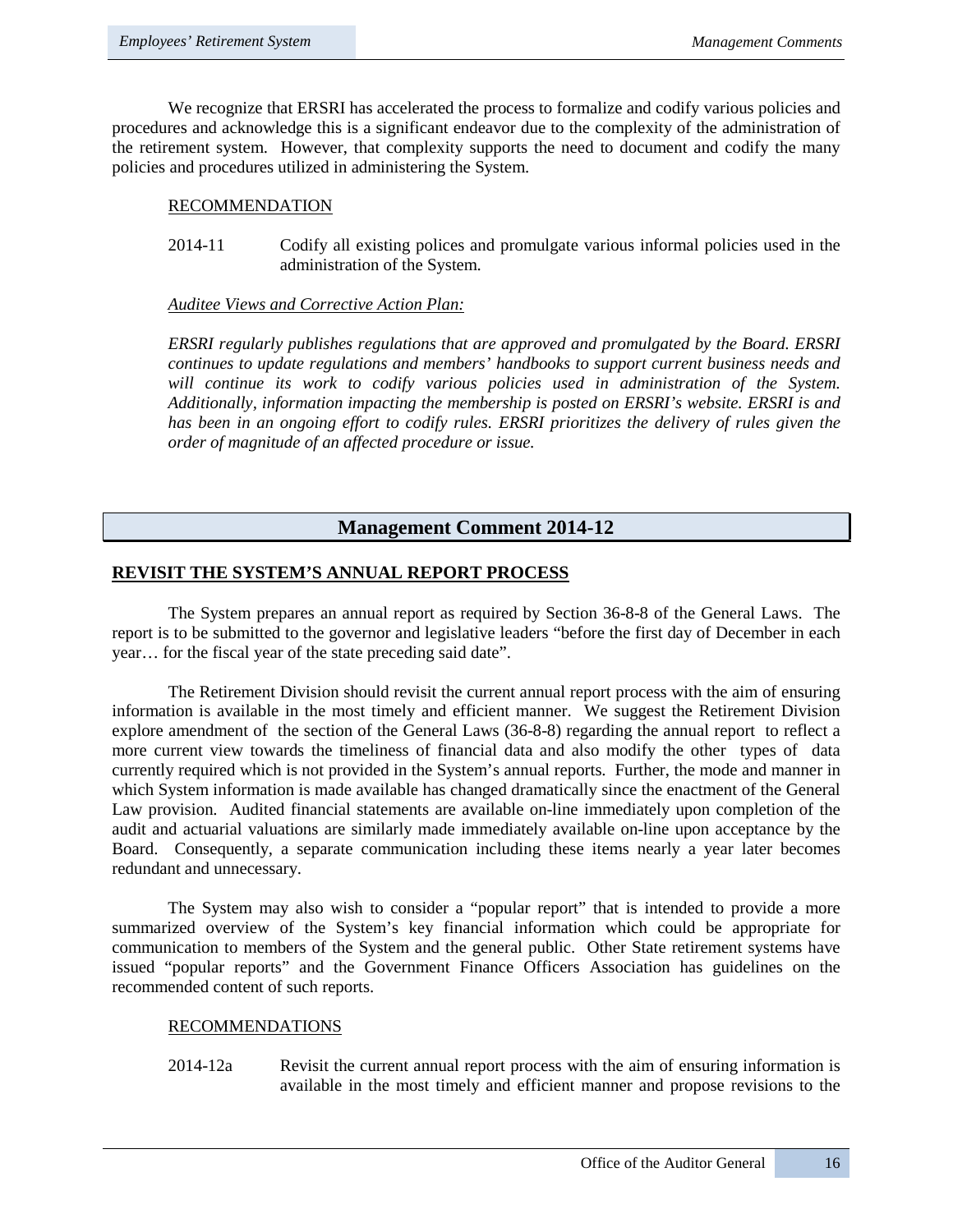We recognize that ERSRI has accelerated the process to formalize and codify various policies and procedures and acknowledge this is a significant endeavor due to the complexity of the administration of the retirement system. However, that complexity supports the need to document and codify the many policies and procedures utilized in administering the System.

RECOMMENDATION

2014-11 Codify all existing polices and promulgate various informal policies used in the administration of the System.

*Auditee Views and Corrective Action Plan:*

*ERSRI regularly publishes regulations that are approved and promulgated by the Board. ERSRI continues to update regulations and members' handbooks to support current business needs and will continue its work to codify various policies used in administration of the System. Additionally, information impacting the membership is posted on ERSRI's website. ERSRI is and has been in an ongoing effort to codify rules. ERSRI prioritizes the delivery of rules given the order of magnitude of an affected procedure or issue.*

## Management Comment 2014-12

### REVISIT THE SYSTEM'S ANNUAL REPORT PROCESS

The System prepares an annual report as required by Section 36-8-8 of the General Laws. The report is to be submitted to the governor and legislative leaders "before the first day of December in each year… for the fiscal year of the state preceding said date".

The Retirement Division should revisit the current annual report process with the aim of ensuring information is available in the most timely and efficient manner. We suggest the Retirement Division explore amendment of the section of the General Laws (36-8-8) regarding the annual report to reflect a more current view towards the timeliness of financial data and also modify the other types of data currently required which is not provided in the System's annual reports. Further, the mode and manner in which System information is made available has changed dramatically since the enactment of the General Law provision. Audited financial statements are available on-line immediately upon completion of the audit and actuarial valuations are similarly made immediately available on-line upon acceptance by the Board. Consequently, a separate communication including these items nearly a year later becomes redundant and unnecessary.

The System may also wish to consider a "popular report" that is intended to provide a more summarized overview of the System's key financial information which could be appropriate for communication to members of the System and the general public. Other State retirement systems have issued "popular reports" and the Government Finance Officers Association has guidelines on the recommended content of such reports.

RECOMMENDATIONS

2014-12a Revisit the current annual report process with the aim of ensuring information is available in the most timely and efficient manner and propose revisions to the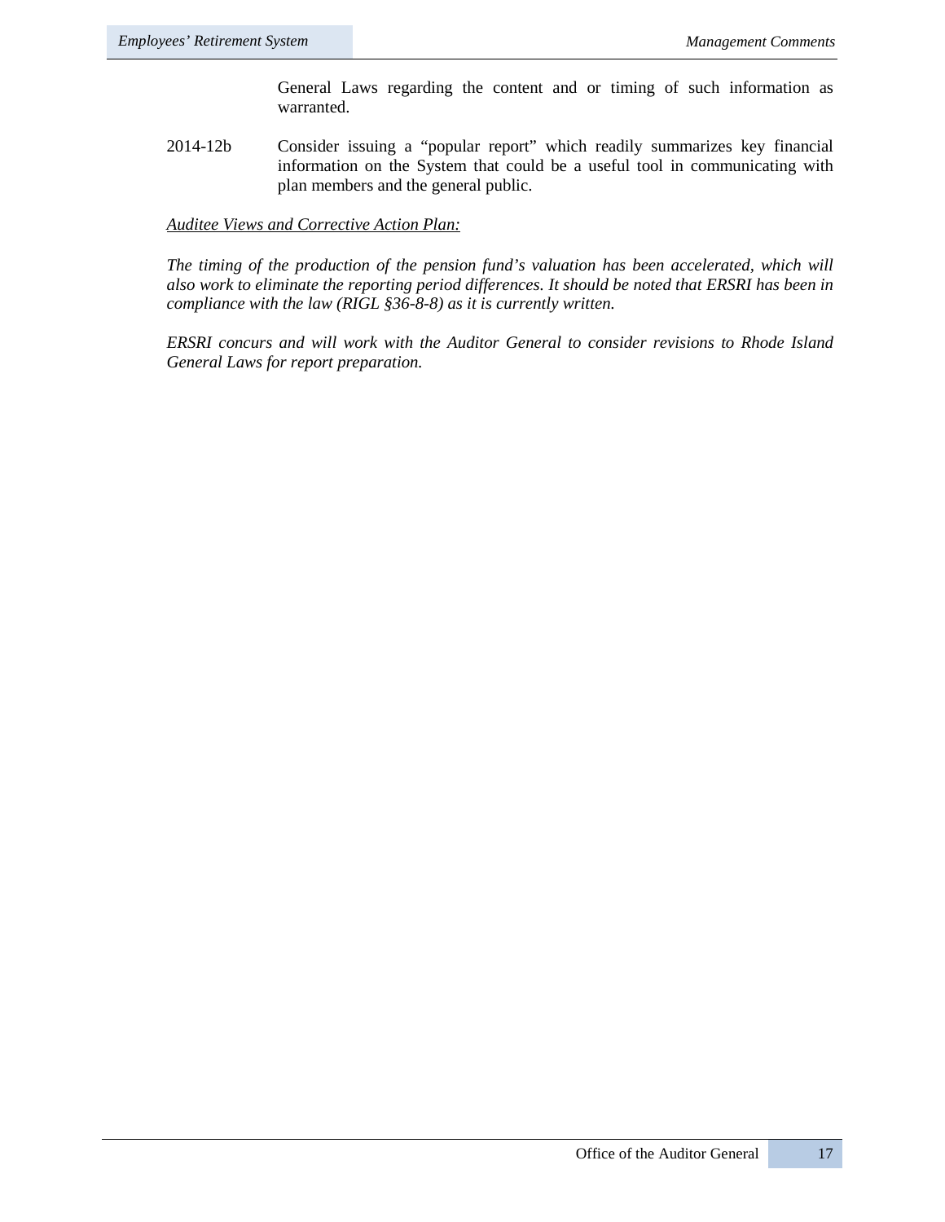General Laws regarding the content and or timing of such information as warranted.

2014-12b Consider issuing a "popular report" which readily summarizes key financial information on the System that could be a useful tool in communicating with plan members and the general public.

_Auditee Views and Corrective Action Plan:_

*The timing of the production of the pension fund's valuation has been accelerated, which will also work to eliminate the reporting period differences. It should be noted that ERSRI has been in compliance with the law (RIGL §36-8-8) as it is currently written.*

*ERSRI concurs and will work with the Auditor General to consider revisions to Rhode Island General Laws for report preparation.*